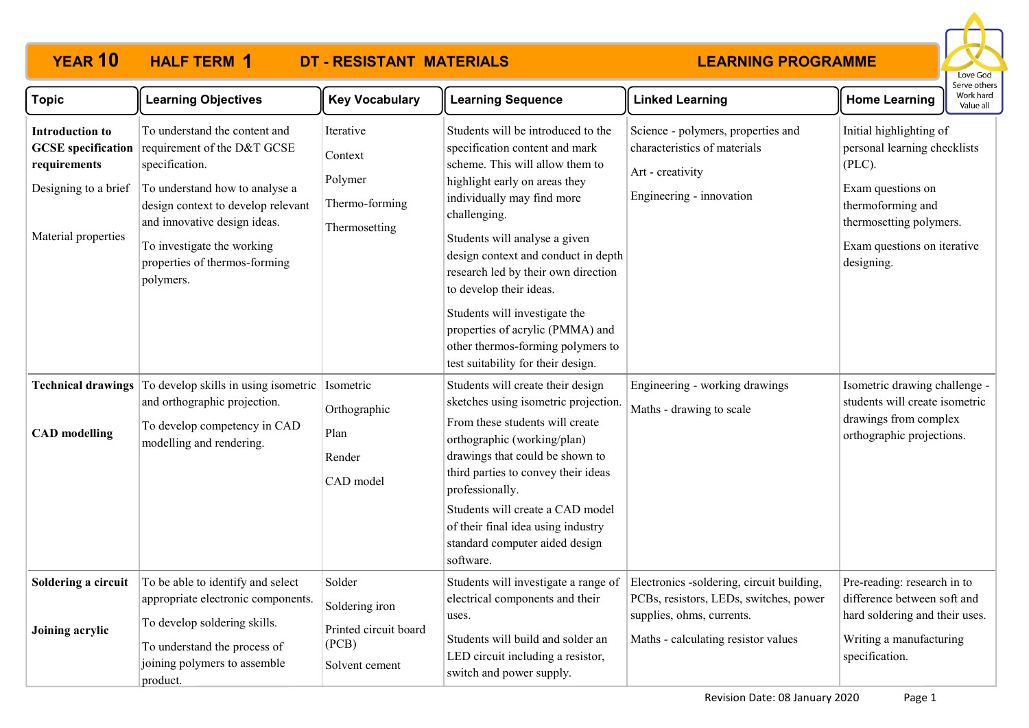# YEAR 10 HALF TERM 1 DT - RESISTANT MATERIALS LEARNING PROGRAMME

Love God
Serve others
Work hard
Value all

| Topic | Learning Objectives | Key Vocabulary | Learning Sequence | Linked Learning | Home Learning |
|---|---|---|---|---|---|
| **Introduction to GCSE specification requirements**<br><br>Designing to a brief<br><br>Material properties | To understand the content and requirement of the D&T GCSE specification.<br><br>To understand how to analyse a design context to develop relevant and innovative design ideas.<br><br>To investigate the working properties of thermos-forming polymers. | Iterative<br><br>Context<br><br>Polymer<br><br>Thermo-forming<br><br>Thermosetting | Students will be introduced to the specification content and mark scheme. This will allow them to highlight early on areas they individually may find more challenging.<br><br>Students will analyse a given design context and conduct in depth research led by their own direction to develop their ideas.<br><br>Students will investigate the properties of acrylic (PMMA) and other thermos-forming polymers to test suitability for their design. | Science - polymers, properties and characteristics of materials<br><br>Art - creativity<br><br>Engineering - innovation | Initial highlighting of personal learning checklists (PLC).<br><br>Exam questions on thermoforming and thermosetting polymers.<br><br>Exam questions on iterative designing. |
| **Technical drawings**<br><br>**CAD modelling** | To develop skills in using isometric and orthographic projection.<br><br>To develop competency in CAD modelling and rendering. | Isometric<br><br>Orthographic<br><br>Plan<br><br>Render<br><br>CAD model | Students will create their design sketches using isometric projection.<br><br>From these students will create orthographic (working/plan) drawings that could be shown to third parties to convey their ideas professionally.<br><br>Students will create a CAD model of their final idea using industry standard computer aided design software. | Engineering - working drawings<br><br>Maths - drawing to scale | Isometric drawing challenge - students will create isometric drawings from complex orthographic projections. |
| **Soldering a circuit**<br><br>**Joining acrylic** | To be able to identify and select appropriate electronic components.<br><br>To develop soldering skills.<br><br>To understand the process of joining polymers to assemble product. | Solder<br><br>Soldering iron<br><br>Printed circuit board (PCB)<br><br>Solvent cement | Students will investigate a range of electrical components and their uses.<br><br>Students will build and solder an LED circuit including a resistor, switch and power supply. | Electronics -soldering, circuit building, PCBs, resistors, LEDs, switches, power supplies, ohms, currents.<br><br>Maths - calculating resistor values | Pre-reading: research in to difference between soft and hard soldering and their uses.<br><br>Writing a manufacturing specification. |

Revision Date: 08 January 2020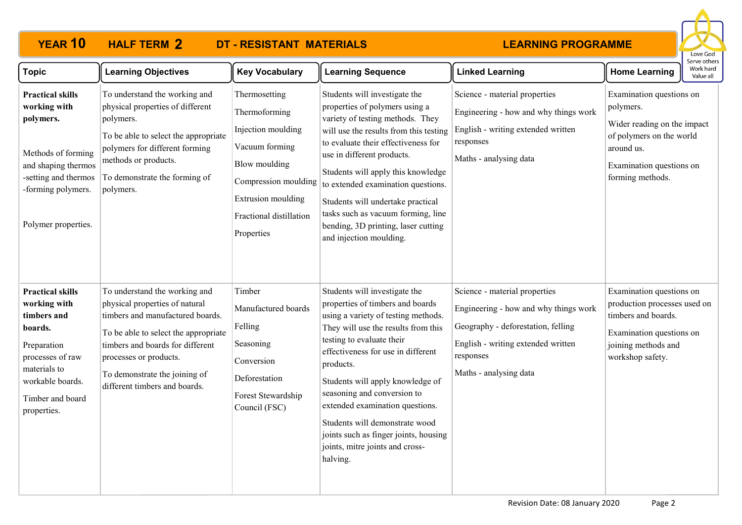# YEAR 10 HALF TERM 2 DT - RESISTANT MATERIALS LEARNING PROGRAMME

Love God
Serve others
Work hard
Value all

| Topic | Learning Objectives | Key Vocabulary | Learning Sequence | Linked Learning | Home Learning |
|---|---|---|---|---|---|
| **Practical skills working with polymers.**<br><br>Methods of forming and shaping thermos-setting and thermos-forming polymers.<br><br>Polymer properties. | To understand the working and physical properties of different polymers.<br><br>To be able to select the appropriate polymers for different forming methods or products.<br><br>To demonstrate the forming of polymers. | Thermosetting<br><br>Thermoforming<br><br>Injection moulding<br><br>Vacuum forming<br><br>Blow moulding<br><br>Compression moulding<br><br>Extrusion moulding<br><br>Fractional distillation<br><br>Properties | Students will investigate the properties of polymers using a variety of testing methods. They will use the results from this testing to evaluate their effectiveness for use in different products.<br><br>Students will apply this knowledge to extended examination questions.<br><br>Students will undertake practical tasks such as vacuum forming, line bending, 3D printing, laser cutting and injection moulding. | Science - material properties<br><br>Engineering - how and why things work<br><br>English - writing extended written responses<br><br>Maths - analysing data | Examination questions on polymers.<br><br>Wider reading on the impact of polymers on the world around us.<br><br>Examination questions on forming methods. |
| **Practical skills working with timbers and boards.**<br><br>Preparation processes of raw materials to workable boards.<br><br>Timber and board properties. | To understand the working and physical properties of natural timbers and manufactured boards.<br><br>To be able to select the appropriate timbers and boards for different processes or products.<br><br>To demonstrate the joining of different timbers and boards. | Timber<br><br>Manufactured boards<br><br>Felling<br><br>Seasoning<br><br>Conversion<br><br>Deforestation<br><br>Forest Stewardship Council (FSC) | Students will investigate the properties of timbers and boards using a variety of testing methods. They will use the results from this testing to evaluate their effectiveness for use in different products.<br><br>Students will apply knowledge of seasoning and conversion to extended examination questions.<br><br>Students will demonstrate wood joints such as finger joints, housing joints, mitre joints and cross-halving. | Science - material properties<br><br>Engineering - how and why things work<br><br>Geography - deforestation, felling<br><br>English - writing extended written responses<br><br>Maths - analysing data | Examination questions on production processes used on timbers and boards.<br><br>Examination questions on joining methods and workshop safety. |

Revision Date: 08 January 2020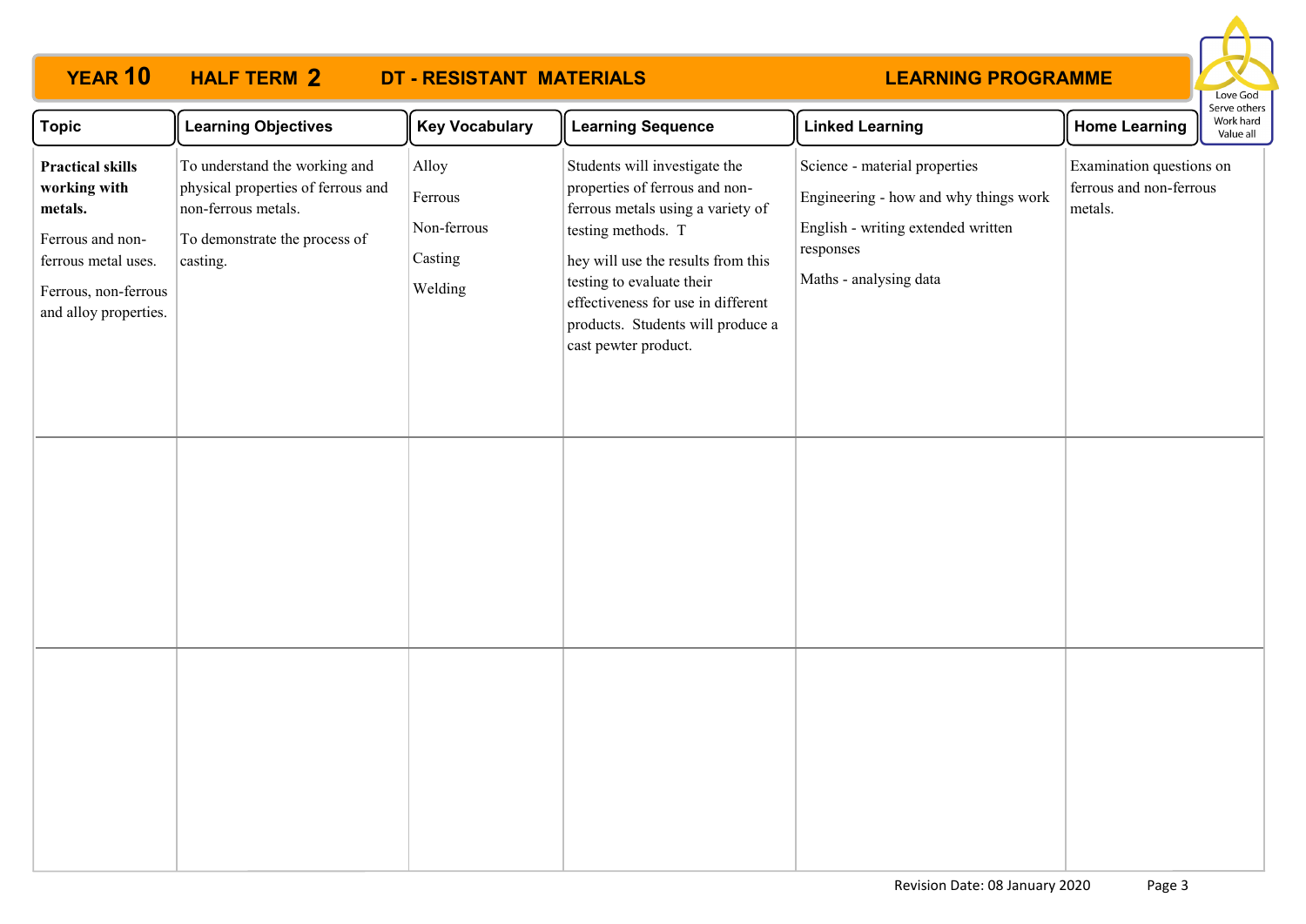## YEAR 10 HALF TERM 2 DT - RESISTANT MATERIALS LEARNING PROGRAMME

Love God
Serve others
Work hard
Value all

| Topic | Learning Objectives | Key Vocabulary | Learning Sequence | Linked Learning | Home Learning |
|---|---|---|---|---|---|
| **Practical skills working with metals.**<br>Ferrous and non-ferrous metal uses.<br>Ferrous, non-ferrous and alloy properties. | To understand the working and physical properties of ferrous and non-ferrous metals.<br>To demonstrate the process of casting. | Alloy<br>Ferrous<br>Non-ferrous<br>Casting<br>Welding | Students will investigate the properties of ferrous and non-ferrous metals using a variety of testing methods. T<br>hey will use the results from this testing to evaluate their effectiveness for use in different products. Students will produce a cast pewter product. | Science - material properties<br>Engineering - how and why things work<br>English - writing extended written responses<br>Maths - analysing data | Examination questions on ferrous and non-ferrous metals. |
| | | | | | |
| | | | | | |

Revision Date: 08 January 2020